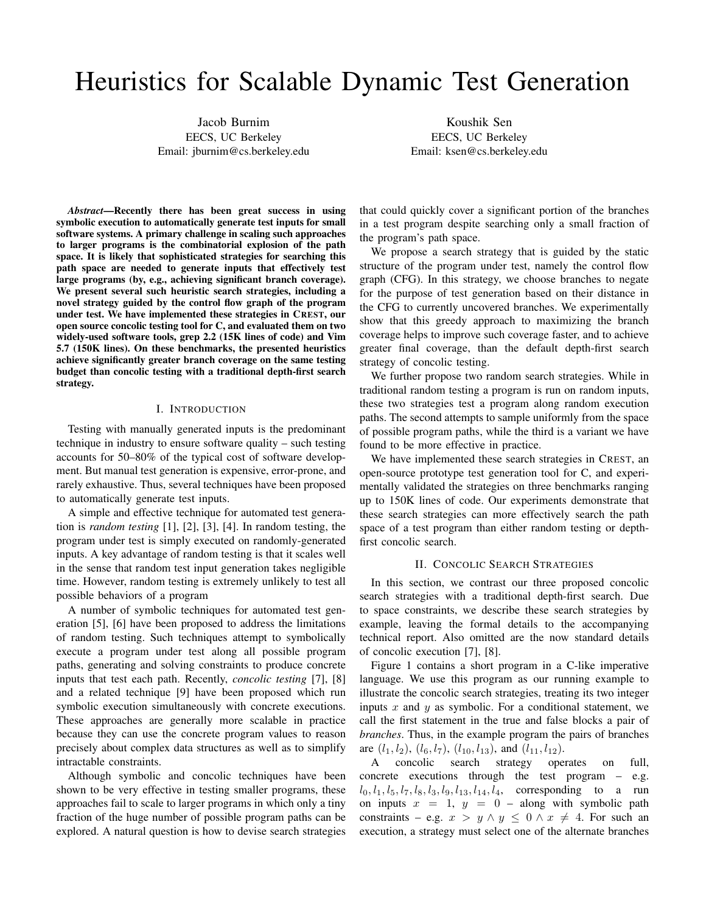# Heuristics for Scalable Dynamic Test Generation

Jacob Burnim
EECS, UC Berkeley
Email: jburnim@cs.berkeley.edu

Koushik Sen
EECS, UC Berkeley
Email: ksen@cs.berkeley.edu

***Abstract*—Recently there has been great success in using symbolic execution to automatically generate test inputs for small software systems. A primary challenge in scaling such approaches to larger programs is the combinatorial explosion of the path space. It is likely that sophisticated strategies for searching this path space are needed to generate inputs that effectively test large programs (by, e.g., achieving significant branch coverage). We present several such heuristic search strategies, including a novel strategy guided by the control flow graph of the program under test. We have implemented these strategies in CREST, our open source concolic testing tool for C, and evaluated them on two widely-used software tools, grep 2.2 (15K lines of code) and Vim 5.7 (150K lines). On these benchmarks, the presented heuristics achieve significantly greater branch coverage on the same testing budget than concolic testing with a traditional depth-first search strategy.**

## I. Introduction

Testing with manually generated inputs is the predominant technique in industry to ensure software quality – such testing accounts for 50–80% of the typical cost of software development. But manual test generation is expensive, error-prone, and rarely exhaustive. Thus, several techniques have been proposed to automatically generate test inputs.

A simple and effective technique for automated test generation is *random testing* [1], [2], [3], [4]. In random testing, the program under test is simply executed on randomly-generated inputs. A key advantage of random testing is that it scales well in the sense that random test input generation takes negligible time. However, random testing is extremely unlikely to test all possible behaviors of a program

A number of symbolic techniques for automated test generation [5], [6] have been proposed to address the limitations of random testing. Such techniques attempt to symbolically execute a program under test along all possible program paths, generating and solving constraints to produce concrete inputs that test each path. Recently, *concolic testing* [7], [8] and a related technique [9] have been proposed which run symbolic execution simultaneously with concrete executions. These approaches are generally more scalable in practice because they can use the concrete program values to reason precisely about complex data structures as well as to simplify intractable constraints.

Although symbolic and concolic techniques have been shown to be very effective in testing smaller programs, these approaches fail to scale to larger programs in which only a tiny fraction of the huge number of possible program paths can be explored. A natural question is how to devise search strategies that could quickly cover a significant portion of the branches in a test program despite searching only a small fraction of the program's path space.

We propose a search strategy that is guided by the static structure of the program under test, namely the control flow graph (CFG). In this strategy, we choose branches to negate for the purpose of test generation based on their distance in the CFG to currently uncovered branches. We experimentally show that this greedy approach to maximizing the branch coverage helps to improve such coverage faster, and to achieve greater final coverage, than the default depth-first search strategy of concolic testing.

We further propose two random search strategies. While in traditional random testing a program is run on random inputs, these two strategies test a program along random execution paths. The second attempts to sample uniformly from the space of possible program paths, while the third is a variant we have found to be more effective in practice.

We have implemented these search strategies in CREST, an open-source prototype test generation tool for C, and experimentally validated the strategies on three benchmarks ranging up to 150K lines of code. Our experiments demonstrate that these search strategies can more effectively search the path space of a test program than either random testing or depth-first concolic search.

## II. Concolic Search Strategies

In this section, we contrast our three proposed concolic search strategies with a traditional depth-first search. Due to space constraints, we describe these search strategies by example, leaving the formal details to the accompanying technical report. Also omitted are the now standard details of concolic execution [7], [8].

Figure 1 contains a short program in a C-like imperative language. We use this program as our running example to illustrate the concolic search strategies, treating its two integer inputs $x$ and $y$ as symbolic. For a conditional statement, we call the first statement in the true and false blocks a pair of *branches*. Thus, in the example program the pairs of branches are $(l_1, l_2)$, $(l_6, l_7)$, $(l_{10}, l_{13})$, and $(l_{11}, l_{12})$.

A concolic search strategy operates on full, concrete executions through the test program – e.g. $l_0, l_1, l_5, l_7, l_8, l_3, l_9, l_{13}, l_{14}, l_4$, corresponding to a run on inputs $x = 1$, $y = 0$ – along with symbolic path constraints – e.g. $x > y \wedge y \leq 0 \wedge x \neq 4$. For such an execution, a strategy must select one of the alternate branches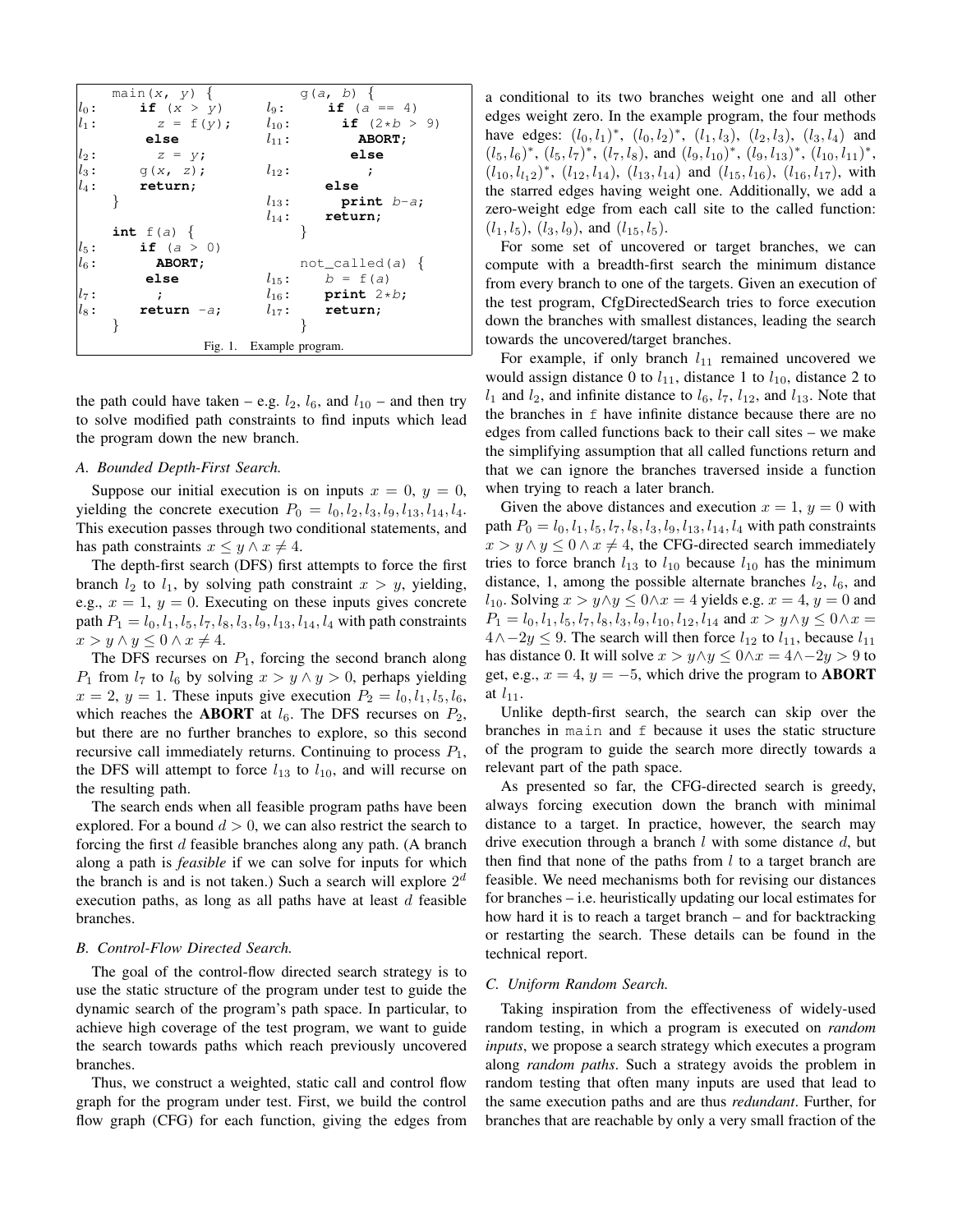```
     main(x, y) {                  g(a, b) {
l0:    if (x > y)           l9:      if (a == 4)
l1:      z = f(y);          l10:       if (2*b > 9)
       else                 l11:         ABORT;
l2:      z = y;                        else
l3:    g(x, z);             l12:         ;
l4:    return;                       else
     }                      l13:       print b-a;
                            l14:     return;
     int f(a) {                    }
l5:    if (a > 0)
l6:      ABORT;                    not_called(a) {
       else                 l15:     b = f(a)
l7:      ;                  l16:     print 2*b;
l8:    return -a;           l17:     return;
     }                             }
```

Fig. 1. Example program.

the path could have taken – e.g. $l_2$, $l_6$, and $l_{10}$ – and then try to solve modified path constraints to find inputs which lead the program down the new branch.

### A. Bounded Depth-First Search.

Suppose our initial execution is on inputs $x = 0$, $y = 0$, yielding the concrete execution $P_0 = l_0, l_2, l_3, l_9, l_{13}, l_{14}, l_4$. This execution passes through two conditional statements, and has path constraints $x \leq y \wedge x \neq 4$.

The depth-first search (DFS) first attempts to force the first branch $l_2$ to $l_1$, by solving path constraint $x > y$, yielding, e.g., $x = 1$, $y = 0$. Executing on these inputs gives concrete path $P_1 = l_0, l_1, l_5, l_7, l_8, l_3, l_9, l_{13}, l_{14}, l_4$ with path constraints $x > y \wedge y \leq 0 \wedge x \neq 4$.

The DFS recurses on $P_1$, forcing the second branch along $P_1$ from $l_7$ to $l_6$ by solving $x > y \wedge y > 0$, perhaps yielding $x = 2$, $y = 1$. These inputs give execution $P_2 = l_0, l_1, l_5, l_6$, which reaches the **ABORT** at $l_6$. The DFS recurses on $P_2$, but there are no further branches to explore, so this second recursive call immediately returns. Continuing to process $P_1$, the DFS will attempt to force $l_{13}$ to $l_{10}$, and will recurse on the resulting path.

The search ends when all feasible program paths have been explored. For a bound $d > 0$, we can also restrict the search to forcing the first $d$ feasible branches along any path. (A branch along a path is *feasible* if we can solve for inputs for which the branch is and is not taken.) Such a search will explore $2^d$ execution paths, as long as all paths have at least $d$ feasible branches.

### B. Control-Flow Directed Search.

The goal of the control-flow directed search strategy is to use the static structure of the program under test to guide the dynamic search of the program's path space. In particular, to achieve high coverage of the test program, we want to guide the search towards paths which reach previously uncovered branches.

Thus, we construct a weighted, static call and control flow graph for the program under test. First, we build the control flow graph (CFG) for each function, giving the edges from a conditional to its two branches weight one and all other edges weight zero. In the example program, the four methods have edges: $(l_0, l_1)^*$, $(l_0, l_2)^*$, $(l_1, l_3)$, $(l_2, l_3)$, $(l_3, l_4)$ and $(l_5, l_6)^*$, $(l_5, l_7)^*$, $(l_7, l_8)$, and $(l_9, l_{10})^*$, $(l_9, l_{13})^*$, $(l_{10}, l_{11})^*$, $(l_{10}, l_{12})^*$, $(l_{12}, l_{14})$, $(l_{13}, l_{14})$ and $(l_{15}, l_{16})$, $(l_{16}, l_{17})$, with the starred edges having weight one. Additionally, we add a zero-weight edge from each call site to the called function: $(l_1, l_5)$, $(l_3, l_9)$, and $(l_{15}, l_5)$.

For some set of uncovered or target branches, we can compute with a breadth-first search the minimum distance from every branch to one of the targets. Given an execution of the test program, CfgDirectedSearch tries to force execution down the branches with smallest distances, leading the search towards the uncovered/target branches.

For example, if only branch $l_{11}$ remained uncovered we would assign distance 0 to $l_{11}$, distance 1 to $l_{10}$, distance 2 to $l_1$ and $l_2$, and infinite distance to $l_6$, $l_7$, $l_{12}$, and $l_{13}$. Note that the branches in f have infinite distance because there are no edges from called functions back to their call sites – we make the simplifying assumption that all called functions return and that we can ignore the branches traversed inside a function when trying to reach a later branch.

Given the above distances and execution $x = 1$, $y = 0$ with path $P_0 = l_0, l_1, l_5, l_7, l_8, l_3, l_9, l_{13}, l_{14}, l_4$ with path constraints $x > y \wedge y \leq 0 \wedge x \neq 4$, the CFG-directed search immediately tries to force branch $l_{13}$ to $l_{10}$ because $l_{10}$ has the minimum distance, 1, among the possible alternate branches $l_2$, $l_6$, and $l_{10}$. Solving $x > y \wedge y \leq 0 \wedge x = 4$ yields e.g. $x = 4$, $y = 0$ and $P_1 = l_0, l_1, l_5, l_7, l_8, l_3, l_9, l_{10}, l_{12}, l_{14}$ and $x > y \wedge y \leq 0 \wedge x = 4 \wedge -2y \leq 9$. The search will then force $l_{12}$ to $l_{11}$, because $l_{11}$ has distance 0. It will solve $x > y \wedge y \leq 0 \wedge x = 4 \wedge -2y > 9$ to get, e.g., $x = 4$, $y = -5$, which drive the program to **ABORT** at $l_{11}$.

Unlike depth-first search, the search can skip over the branches in main and f because it uses the static structure of the program to guide the search more directly towards a relevant part of the path space.

As presented so far, the CFG-directed search is greedy, always forcing execution down the branch with minimal distance to a target. In practice, however, the search may drive execution through a branch $l$ with some distance $d$, but then find that none of the paths from $l$ to a target branch are feasible. We need mechanisms both for revising our distances for branches – i.e. heuristically updating our local estimates for how hard it is to reach a target branch – and for backtracking or restarting the search. These details can be found in the technical report.

### C. Uniform Random Search.

Taking inspiration from the effectiveness of widely-used random testing, in which a program is executed on *random inputs*, we propose a search strategy which executes a program along *random paths*. Such a strategy avoids the problem in random testing that often many inputs are used that lead to the same execution paths and are thus *redundant*. Further, for branches that are reachable by only a very small fraction of the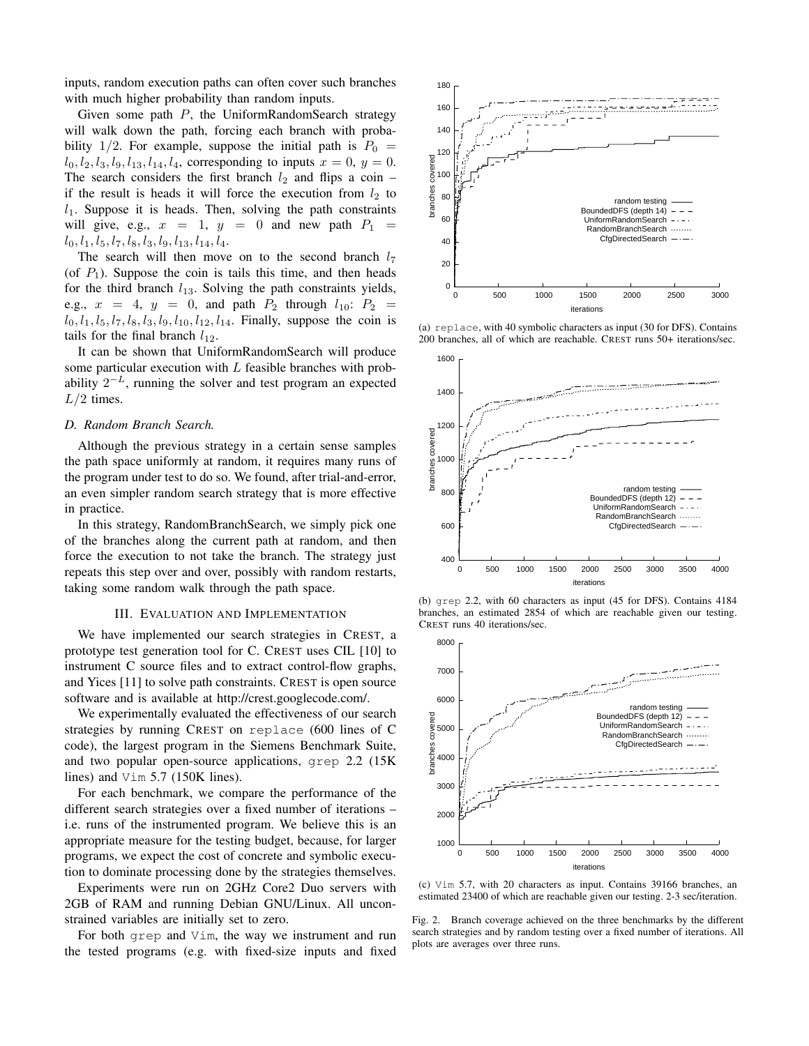inputs, random execution paths can often cover such branches with much higher probability than random inputs.

Given some path $P$, the UniformRandomSearch strategy will walk down the path, forcing each branch with probability $1/2$. For example, suppose the initial path is $P_0 = l_0, l_2, l_3, l_9, l_{13}, l_{14}, l_4$, corresponding to inputs $x = 0$, $y = 0$. The search considers the first branch $l_2$ and flips a coin – if the result is heads it will force the execution from $l_2$ to $l_1$. Suppose it is heads. Then, solving the path constraints will give, e.g., $x = 1$, $y = 0$ and new path $P_1 = l_0, l_1, l_5, l_7, l_8, l_3, l_9, l_{13}, l_{14}, l_4$.

The search will then move on to the second branch $l_7$ (of $P_1$). Suppose the coin is tails this time, and then heads for the third branch $l_{13}$. Solving the path constraints yields, e.g., $x = 4$, $y = 0$, and path $P_2$ through $l_{10}$: $P_2 = l_0, l_1, l_5, l_7, l_8, l_3, l_9, l_{10}, l_{12}, l_{14}$. Finally, suppose the coin is tails for the final branch $l_{12}$.

It can be shown that UniformRandomSearch will produce some particular execution with $L$ feasible branches with probability $2^{-L}$, running the solver and test program an expected $L/2$ times.

### D. Random Branch Search.

Although the previous strategy in a certain sense samples the path space uniformly at random, it requires many runs of the program under test to do so. We found, after trial-and-error, an even simpler random search strategy that is more effective in practice.

In this strategy, RandomBranchSearch, we simply pick one of the branches along the current path at random, and then force the execution to not take the branch. The strategy just repeats this step over and over, possibly with random restarts, taking some random walk through the path space.

## III. Evaluation and Implementation

We have implemented our search strategies in CREST, a prototype test generation tool for C. CREST uses CIL [10] to instrument C source files and to extract control-flow graphs, and Yices [11] to solve path constraints. CREST is open source software and is available at http://crest.googlecode.com/.

We experimentally evaluated the effectiveness of our search strategies by running CREST on `replace` (600 lines of C code), the largest program in the Siemens Benchmark Suite, and two popular open-source applications, `grep` 2.2 (15K lines) and `Vim` 5.7 (150K lines).

For each benchmark, we compare the performance of the different search strategies over a fixed number of iterations – i.e. runs of the instrumented program. We believe this is an appropriate measure for the testing budget, because, for larger programs, we expect the cost of concrete and symbolic execution to dominate processing done by the strategies themselves.

Experiments were run on 2GHz Core2 Duo servers with 2GB of RAM and running Debian GNU/Linux. All unconstrained variables are initially set to zero.

For both `grep` and `Vim`, the way we instrument and run the tested programs (e.g. with fixed-size inputs and fixed

(a) `replace`, with 40 symbolic characters as input (30 for DFS). Contains 200 branches, all of which are reachable. CREST runs 50+ iterations/sec.

(b) `grep` 2.2, with 60 characters as input (45 for DFS). Contains 4184 branches, an estimated 2854 of which are reachable given our testing. CREST runs 40 iterations/sec.

(c) `Vim` 5.7, with 20 characters as input. Contains 39166 branches, an estimated 23400 of which are reachable given our testing. 2-3 sec/iteration.

Fig. 2. Branch coverage achieved on the three benchmarks by the different search strategies and by random testing over a fixed number of iterations. All plots are averages over three runs.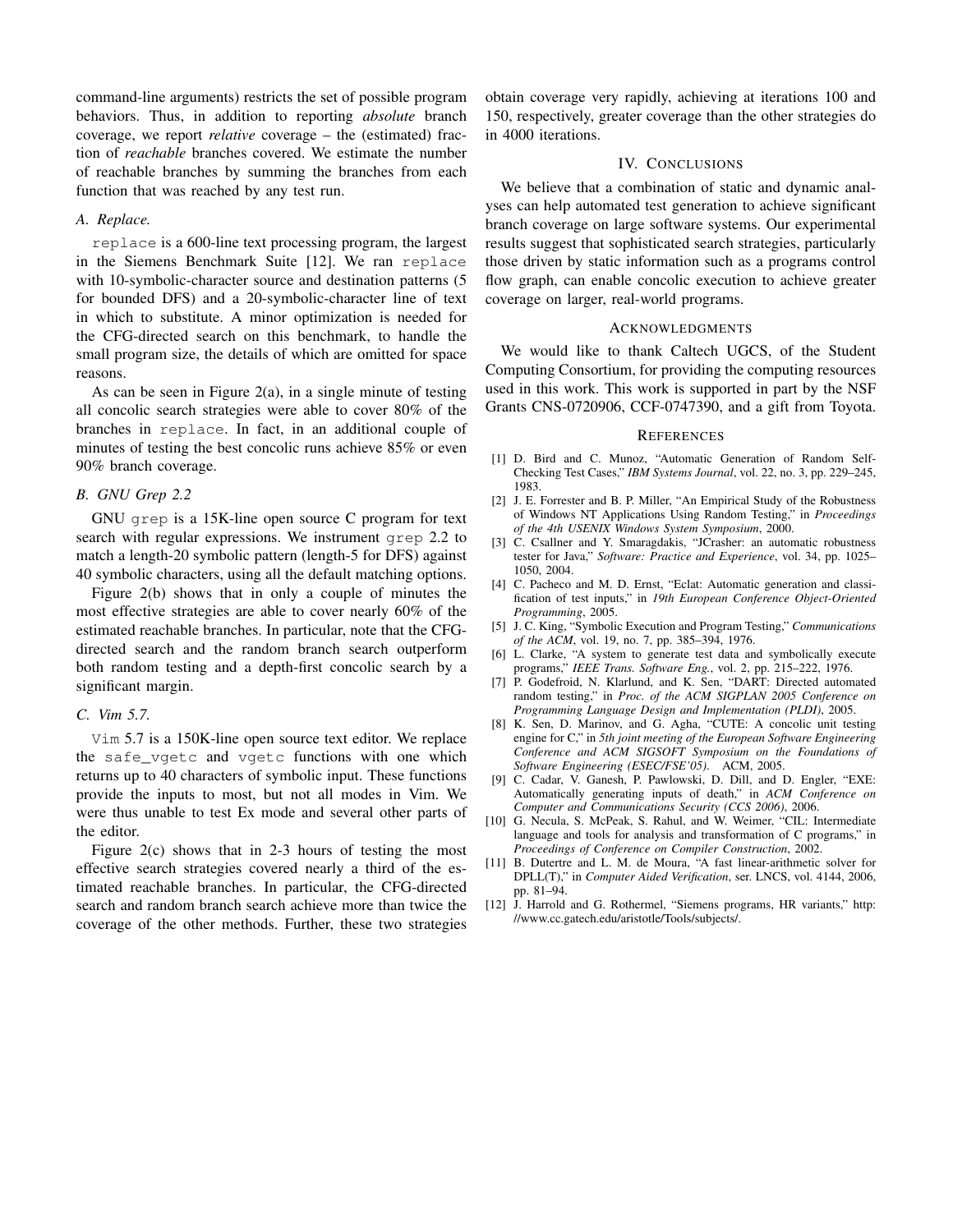command-line arguments) restricts the set of possible program behaviors. Thus, in addition to reporting *absolute* branch coverage, we report *relative* coverage – the (estimated) fraction of *reachable* branches covered. We estimate the number of reachable branches by summing the branches from each function that was reached by any test run.

### A. Replace.

`replace` is a 600-line text processing program, the largest in the Siemens Benchmark Suite [12]. We ran `replace` with 10-symbolic-character source and destination patterns (5 for bounded DFS) and a 20-symbolic-character line of text in which to substitute. A minor optimization is needed for the CFG-directed search on this benchmark, to handle the small program size, the details of which are omitted for space reasons.

As can be seen in Figure 2(a), in a single minute of testing all concolic search strategies were able to cover 80% of the branches in `replace`. In fact, in an additional couple of minutes of testing the best concolic runs achieve 85% or even 90% branch coverage.

### B. GNU Grep 2.2

GNU `grep` is a 15K-line open source C program for text search with regular expressions. We instrument `grep` 2.2 to match a length-20 symbolic pattern (length-5 for DFS) against 40 symbolic characters, using all the default matching options.

Figure 2(b) shows that in only a couple of minutes the most effective strategies are able to cover nearly 60% of the estimated reachable branches. In particular, note that the CFG-directed search and the random branch search outperform both random testing and a depth-first concolic search by a significant margin.

### C. Vim 5.7.

`Vim` 5.7 is a 150K-line open source text editor. We replace the `safe_vgetc` and `vgetc` functions with one which returns up to 40 characters of symbolic input. These functions provide the inputs to most, but not all modes in Vim. We were thus unable to test Ex mode and several other parts of the editor.

Figure 2(c) shows that in 2-3 hours of testing the most effective search strategies covered nearly a third of the estimated reachable branches. In particular, the CFG-directed search and random branch search achieve more than twice the coverage of the other methods. Further, these two strategies obtain coverage very rapidly, achieving at iterations 100 and 150, respectively, greater coverage than the other strategies do in 4000 iterations.

## IV. Conclusions

We believe that a combination of static and dynamic analyses can help automated test generation to achieve significant branch coverage on large software systems. Our experimental results suggest that sophisticated search strategies, particularly those driven by static information such as a programs control flow graph, can enable concolic execution to achieve greater coverage on larger, real-world programs.

## Acknowledgments

We would like to thank Caltech UGCS, of the Student Computing Consortium, for providing the computing resources used in this work. This work is supported in part by the NSF Grants CNS-0720906, CCF-0747390, and a gift from Toyota.

## References

[1] D. Bird and C. Munoz, "Automatic Generation of Random Self-Checking Test Cases," *IBM Systems Journal*, vol. 22, no. 3, pp. 229–245, 1983.

[2] J. E. Forrester and B. P. Miller, "An Empirical Study of the Robustness of Windows NT Applications Using Random Testing," in *Proceedings of the 4th USENIX Windows System Symposium*, 2000.

[3] C. Csallner and Y. Smaragdakis, "JCrasher: an automatic robustness tester for Java," *Software: Practice and Experience*, vol. 34, pp. 1025–1050, 2004.

[4] C. Pacheco and M. D. Ernst, "Eclat: Automatic generation and classification of test inputs," in *19th European Conference Object-Oriented Programming*, 2005.

[5] J. C. King, "Symbolic Execution and Program Testing," *Communications of the ACM*, vol. 19, no. 7, pp. 385–394, 1976.

[6] L. Clarke, "A system to generate test data and symbolically execute programs," *IEEE Trans. Software Eng.*, vol. 2, pp. 215–222, 1976.

[7] P. Godefroid, N. Klarlund, and K. Sen, "DART: Directed automated random testing," in *Proc. of the ACM SIGPLAN 2005 Conference on Programming Language Design and Implementation (PLDI)*, 2005.

[8] K. Sen, D. Marinov, and G. Agha, "CUTE: A concolic unit testing engine for C," in *5th joint meeting of the European Software Engineering Conference and ACM SIGSOFT Symposium on the Foundations of Software Engineering (ESEC/FSE'05)*. ACM, 2005.

[9] C. Cadar, V. Ganesh, P. Pawlowski, D. Dill, and D. Engler, "EXE: Automatically generating inputs of death," in *ACM Conference on Computer and Communications Security (CCS 2006)*, 2006.

[10] G. Necula, S. McPeak, S. Rahul, and W. Weimer, "CIL: Intermediate language and tools for analysis and transformation of C programs," in *Proceedings of Conference on Compiler Construction*, 2002.

[11] B. Dutertre and L. M. de Moura, "A fast linear-arithmetic solver for DPLL(T)," in *Computer Aided Verification*, ser. LNCS, vol. 4144, 2006, pp. 81–94.

[12] J. Harrold and G. Rothermel, "Siemens programs, HR variants," http://www.cc.gatech.edu/aristotle/Tools/subjects/.